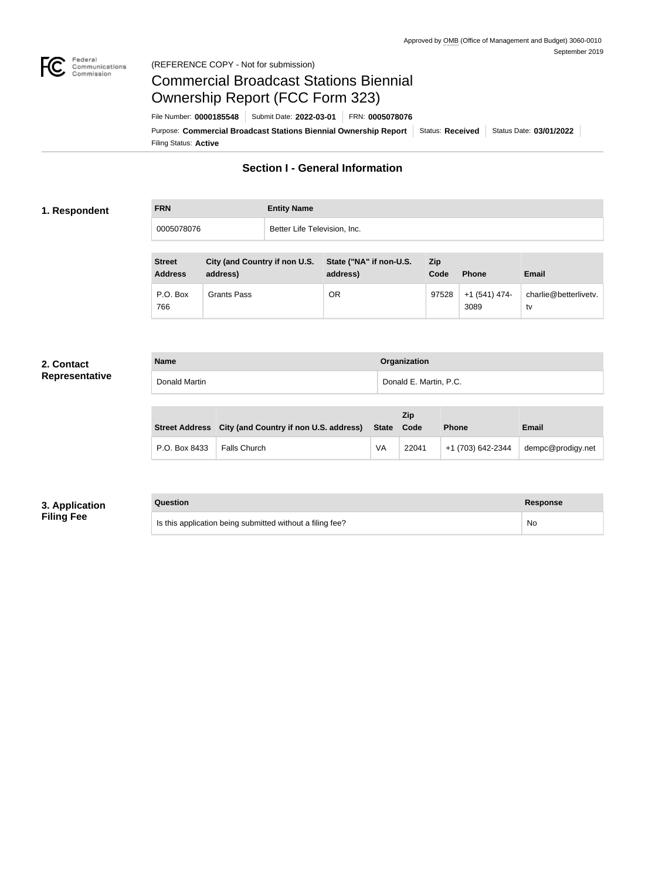Approved by OMB (Office of Management and Budget) 3060-0010
September 2019

(REFERENCE COPY - Not for submission)

# Commercial Broadcast Stations Biennial Ownership Report (FCC Form 323)

File Number: **0000185548** | Submit Date: **2022-03-01** | FRN: **0005078076**

Purpose: **Commercial Broadcast Stations Biennial Ownership Report** | Status: **Received** | Status Date: **03/01/2022**

Filing Status: **Active**

## Section I - General Information

### 1. Respondent

| FRN | Entity Name |
| --- | --- |
| 0005078076 | Better Life Television, Inc. |

| Street Address | City (and Country if non U.S. address) | State ("NA" if non-U.S. address) | Zip Code | Phone | Email |
| --- | --- | --- | --- | --- | --- |
| P.O. Box 766 | Grants Pass | OR | 97528 | +1 (541) 474-3089 | charlie@betterlivetv.tv |

### 2. Contact Representative

| Name | Organization |
| --- | --- |
| Donald Martin | Donald E. Martin, P.C. |

| Street Address | City (and Country if non U.S. address) | State | Zip Code | Phone | Email |
| --- | --- | --- | --- | --- | --- |
| P.O. Box 8433 | Falls Church | VA | 22041 | +1 (703) 642-2344 | dempc@prodigy.net |

### 3. Application Filing Fee

| Question | Response |
| --- | --- |
| Is this application being submitted without a filing fee? | No |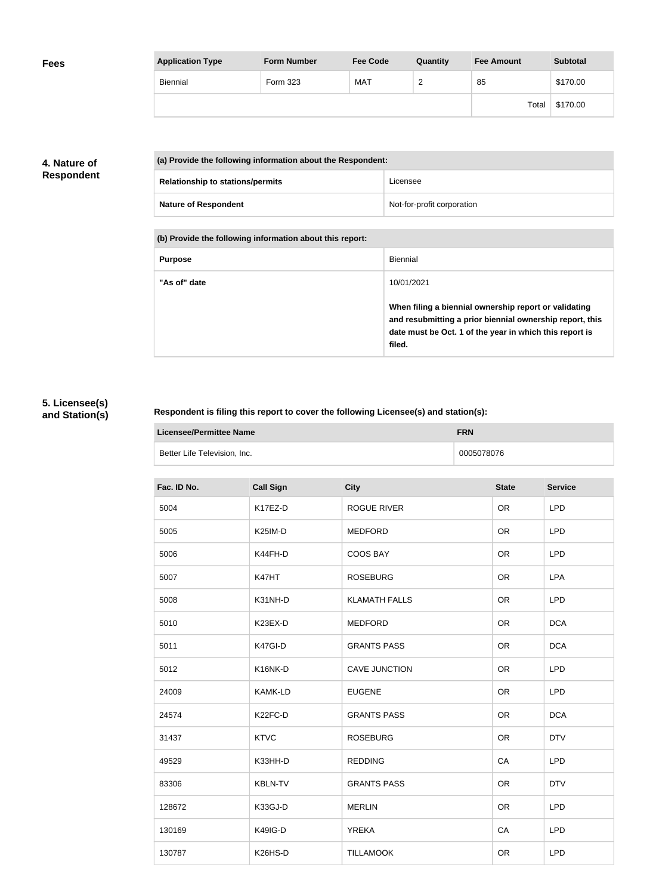## Fees

| Application Type | Form Number | Fee Code | Quantity | Fee Amount | Subtotal |
|---|---|---|---|---|---|
| Biennial | Form 323 | MAT | 2 | 85 | $170.00 |
| | | | | Total | $170.00 |

## 4. Nature of Respondent

| (a) Provide the following information about the Respondent: | |
|---|---|
| Relationship to stations/permits | Licensee |
| Nature of Respondent | Not-for-profit corporation |

| (b) Provide the following information about this report: | |
|---|---|
| Purpose | Biennial |
| "As of" date | 10/01/2021<br><br>**When filing a biennial ownership report or validating and resubmitting a prior biennial ownership report, this date must be Oct. 1 of the year in which this report is filed.** |

## 5. Licensee(s) and Station(s)

**Respondent is filing this report to cover the following Licensee(s) and station(s):**

| Licensee/Permittee Name | FRN |
|---|---|
| Better Life Television, Inc. | 0005078076 |

| Fac. ID No. | Call Sign | City | State | Service |
|---|---|---|---|---|
| 5004 | K17EZ-D | ROGUE RIVER | OR | LPD |
| 5005 | K25IM-D | MEDFORD | OR | LPD |
| 5006 | K44FH-D | COOS BAY | OR | LPD |
| 5007 | K47HT | ROSEBURG | OR | LPA |
| 5008 | K31NH-D | KLAMATH FALLS | OR | LPD |
| 5010 | K23EX-D | MEDFORD | OR | DCA |
| 5011 | K47GI-D | GRANTS PASS | OR | DCA |
| 5012 | K16NK-D | CAVE JUNCTION | OR | LPD |
| 24009 | KAMK-LD | EUGENE | OR | LPD |
| 24574 | K22FC-D | GRANTS PASS | OR | DCA |
| 31437 | KTVC | ROSEBURG | OR | DTV |
| 49529 | K33HH-D | REDDING | CA | LPD |
| 83306 | KBLN-TV | GRANTS PASS | OR | DTV |
| 128672 | K33GJ-D | MERLIN | OR | LPD |
| 130169 | K49IG-D | YREKA | CA | LPD |
| 130787 | K26HS-D | TILLAMOOK | OR | LPD |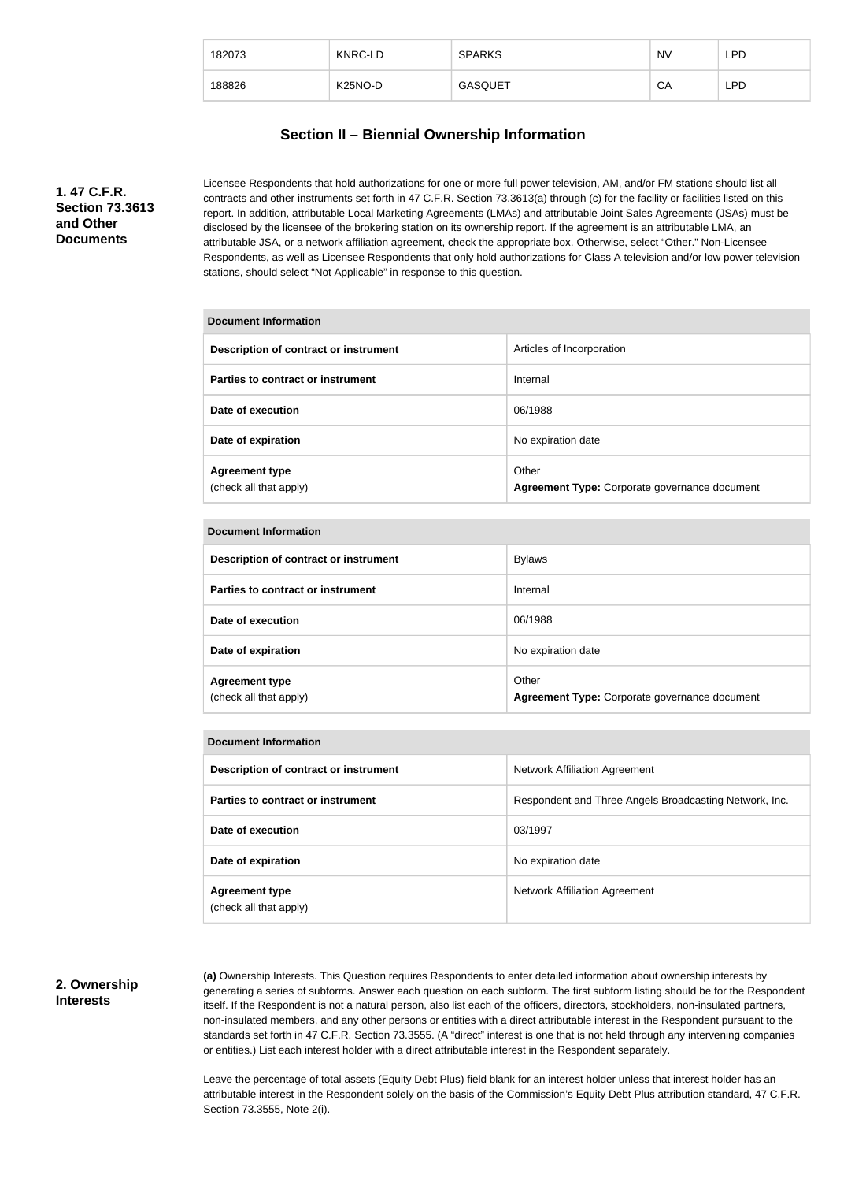| 182073 | KNRC-LD | SPARKS | NV | LPD |
|---|---|---|---|---|
| 188826 | K25NO-D | GASQUET | CA | LPD |

## Section II – Biennial Ownership Information

### 1. 47 C.F.R. Section 73.3613 and Other Documents

Licensee Respondents that hold authorizations for one or more full power television, AM, and/or FM stations should list all contracts and other instruments set forth in 47 C.F.R. Section 73.3613(a) through (c) for the facility or facilities listed on this report. In addition, attributable Local Marketing Agreements (LMAs) and attributable Joint Sales Agreements (JSAs) must be disclosed by the licensee of the brokering station on its ownership report. If the agreement is an attributable LMA, an attributable JSA, or a network affiliation agreement, check the appropriate box. Otherwise, select "Other." Non-Licensee Respondents, as well as Licensee Respondents that only hold authorizations for Class A television and/or low power television stations, should select "Not Applicable" in response to this question.

| Document Information | |
|---|---|
| **Description of contract or instrument** | Articles of Incorporation |
| **Parties to contract or instrument** | Internal |
| **Date of execution** | 06/1988 |
| **Date of expiration** | No expiration date |
| **Agreement type** (check all that apply) | Other **Agreement Type:** Corporate governance document |

| Document Information | |
|---|---|
| **Description of contract or instrument** | Bylaws |
| **Parties to contract or instrument** | Internal |
| **Date of execution** | 06/1988 |
| **Date of expiration** | No expiration date |
| **Agreement type** (check all that apply) | Other **Agreement Type:** Corporate governance document |

| Document Information | |
|---|---|
| **Description of contract or instrument** | Network Affiliation Agreement |
| **Parties to contract or instrument** | Respondent and Three Angels Broadcasting Network, Inc. |
| **Date of execution** | 03/1997 |
| **Date of expiration** | No expiration date |
| **Agreement type** (check all that apply) | Network Affiliation Agreement |

### 2. Ownership Interests

**(a)** Ownership Interests. This Question requires Respondents to enter detailed information about ownership interests by generating a series of subforms. Answer each question on each subform. The first subform listing should be for the Respondent itself. If the Respondent is not a natural person, also list each of the officers, directors, stockholders, non-insulated partners, non-insulated members, and any other persons or entities with a direct attributable interest in the Respondent pursuant to the standards set forth in 47 C.F.R. Section 73.3555. (A "direct" interest is one that is not held through any intervening companies or entities.) List each interest holder with a direct attributable interest in the Respondent separately.

Leave the percentage of total assets (Equity Debt Plus) field blank for an interest holder unless that interest holder has an attributable interest in the Respondent solely on the basis of the Commission's Equity Debt Plus attribution standard, 47 C.F.R. Section 73.3555, Note 2(i).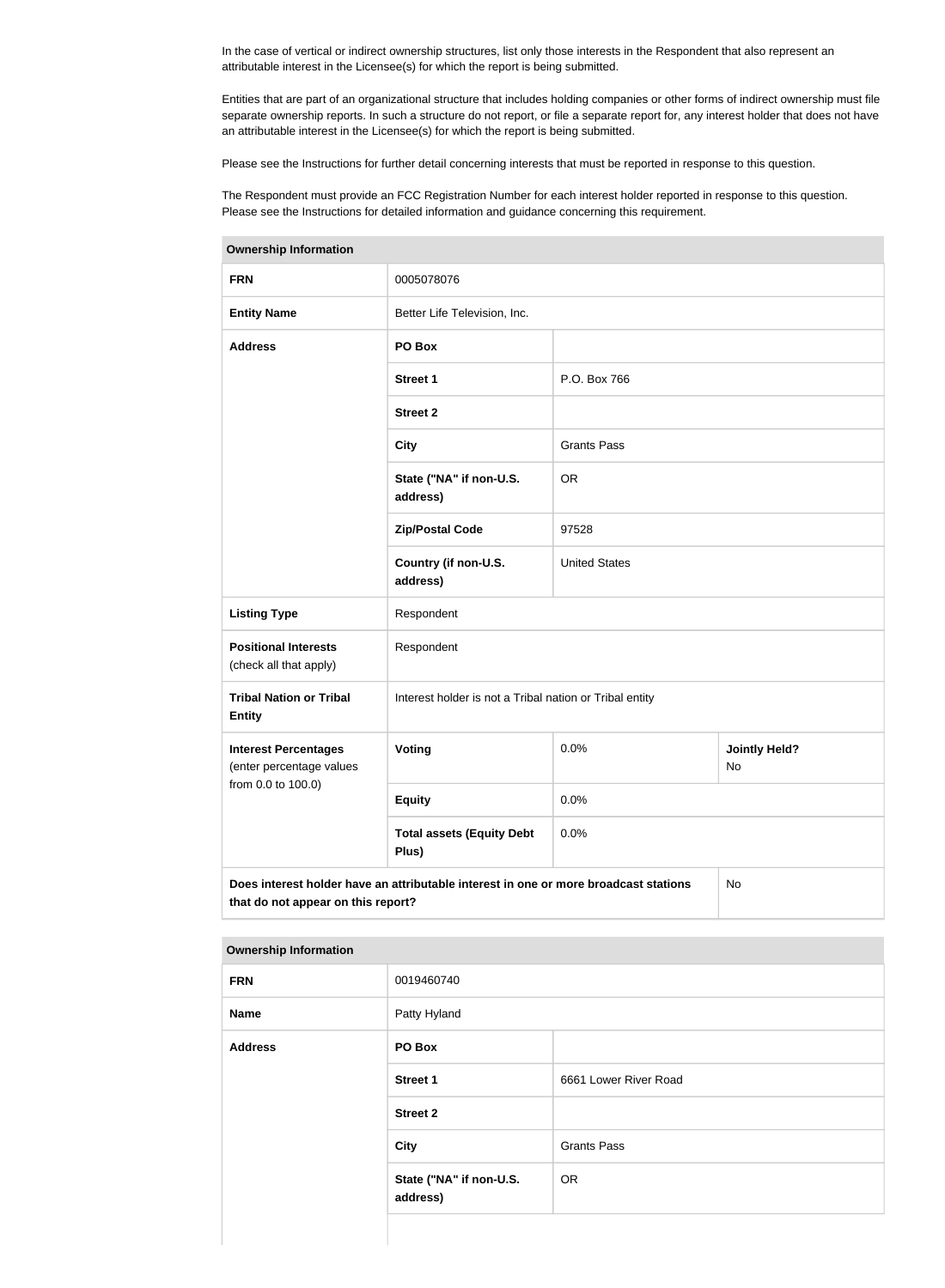In the case of vertical or indirect ownership structures, list only those interests in the Respondent that also represent an attributable interest in the Licensee(s) for which the report is being submitted.

Entities that are part of an organizational structure that includes holding companies or other forms of indirect ownership must file separate ownership reports. In such a structure do not report, or file a separate report for, any interest holder that does not have an attributable interest in the Licensee(s) for which the report is being submitted.

Please see the Instructions for further detail concerning interests that must be reported in response to this question.

The Respondent must provide an FCC Registration Number for each interest holder reported in response to this question. Please see the Instructions for detailed information and guidance concerning this requirement.

| Ownership Information | | | |
|---|---|---|---|
| **FRN** | 0005078076 | | |
| **Entity Name** | Better Life Television, Inc. | | |
| **Address** | **PO Box** | | |
| | **Street 1** | P.O. Box 766 | |
| | **Street 2** | | |
| | **City** | Grants Pass | |
| | **State ("NA" if non-U.S. address)** | OR | |
| | **Zip/Postal Code** | 97528 | |
| | **Country (if non-U.S. address)** | United States | |
| **Listing Type** | Respondent | | |
| **Positional Interests** (check all that apply) | Respondent | | |
| **Tribal Nation or Tribal Entity** | Interest holder is not a Tribal nation or Tribal entity | | |
| **Interest Percentages** (enter percentage values from 0.0 to 100.0) | **Voting** | 0.0% | **Jointly Held?** No |
| | **Equity** | 0.0% | |
| | **Total assets (Equity Debt Plus)** | 0.0% | |
| **Does interest holder have an attributable interest in one or more broadcast stations that do not appear on this report?** | | | No |

| Ownership Information | | |
|---|---|---|
| **FRN** | 0019460740 | |
| **Name** | Patty Hyland | |
| **Address** | **PO Box** | |
| | **Street 1** | 6661 Lower River Road |
| | **Street 2** | |
| | **City** | Grants Pass |
| | **State ("NA" if non-U.S. address)** | OR |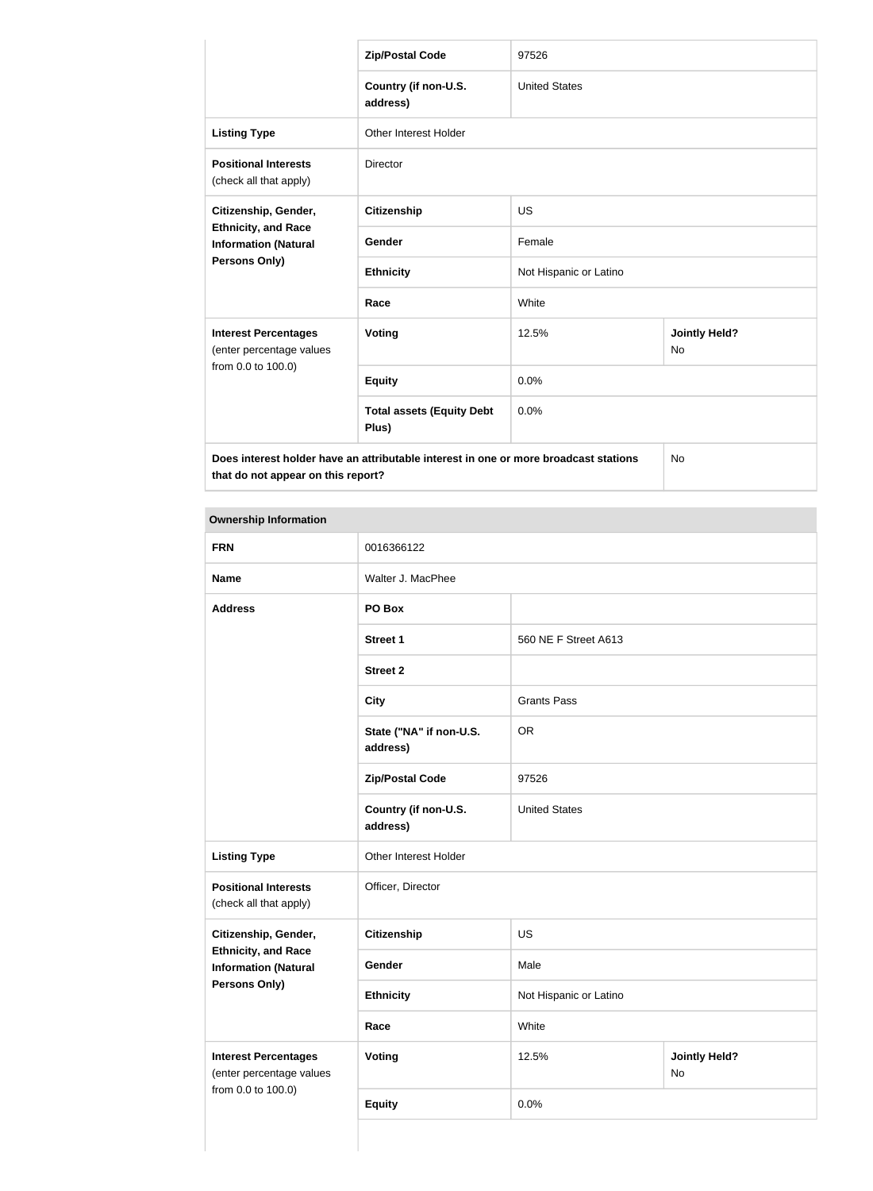| | | | |
|---|---|---|---|
| | **Zip/Postal Code** | 97526 | |
| | **Country (if non-U.S. address)** | United States | |
| **Listing Type** | Other Interest Holder | | |
| **Positional Interests** (check all that apply) | Director | | |
| **Citizenship, Gender, Ethnicity, and Race Information (Natural Persons Only)** | **Citizenship** | US | |
| | **Gender** | Female | |
| | **Ethnicity** | Not Hispanic or Latino | |
| | **Race** | White | |
| **Interest Percentages** (enter percentage values from 0.0 to 100.0) | **Voting** | 12.5% | **Jointly Held?** No |
| | **Equity** | 0.0% | |
| | **Total assets (Equity Debt Plus)** | 0.0% | |
| **Does interest holder have an attributable interest in one or more broadcast stations that do not appear on this report?** | | | No |

| **Ownership Information** | | | |
|---|---|---|---|
| **FRN** | 0016366122 | | |
| **Name** | Walter J. MacPhee | | |
| **Address** | **PO Box** | | |
| | **Street 1** | 560 NE F Street A613 | |
| | **Street 2** | | |
| | **City** | Grants Pass | |
| | **State ("NA" if non-U.S. address)** | OR | |
| | **Zip/Postal Code** | 97526 | |
| | **Country (if non-U.S. address)** | United States | |
| **Listing Type** | Other Interest Holder | | |
| **Positional Interests** (check all that apply) | Officer, Director | | |
| **Citizenship, Gender, Ethnicity, and Race Information (Natural Persons Only)** | **Citizenship** | US | |
| | **Gender** | Male | |
| | **Ethnicity** | Not Hispanic or Latino | |
| | **Race** | White | |
| **Interest Percentages** (enter percentage values from 0.0 to 100.0) | **Voting** | 12.5% | **Jointly Held?** No |
| | **Equity** | 0.0% | |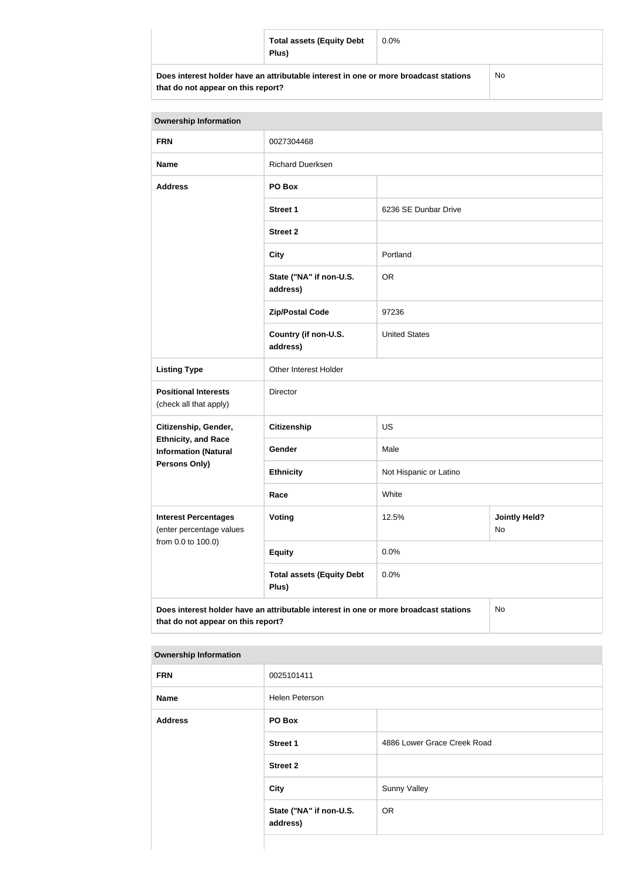| | Total assets (Equity Debt Plus) | 0.0% | |
|---|---|---|---|
| **Does interest holder have an attributable interest in one or more broadcast stations that do not appear on this report?** | | | No |

| Ownership Information | | | |
|---|---|---|---|
| **FRN** | 0027304468 | | |
| **Name** | Richard Duerksen | | |
| **Address** | **PO Box** | | |
| | **Street 1** | 6236 SE Dunbar Drive | |
| | **Street 2** | | |
| | **City** | Portland | |
| | **State ("NA" if non-U.S. address)** | OR | |
| | **Zip/Postal Code** | 97236 | |
| | **Country (if non-U.S. address)** | United States | |
| **Listing Type** | Other Interest Holder | | |
| **Positional Interests** (check all that apply) | Director | | |
| **Citizenship, Gender, Ethnicity, and Race Information (Natural Persons Only)** | **Citizenship** | US | |
| | **Gender** | Male | |
| | **Ethnicity** | Not Hispanic or Latino | |
| | **Race** | White | |
| **Interest Percentages** (enter percentage values from 0.0 to 100.0) | **Voting** | 12.5% | **Jointly Held?** No |
| | **Equity** | 0.0% | |
| | **Total assets (Equity Debt Plus)** | 0.0% | |
| **Does interest holder have an attributable interest in one or more broadcast stations that do not appear on this report?** | | | No |

| Ownership Information | | |
|---|---|---|
| **FRN** | 0025101411 | |
| **Name** | Helen Peterson | |
| **Address** | **PO Box** | |
| | **Street 1** | 4886 Lower Grace Creek Road |
| | **Street 2** | |
| | **City** | Sunny Valley |
| | **State ("NA" if non-U.S. address)** | OR |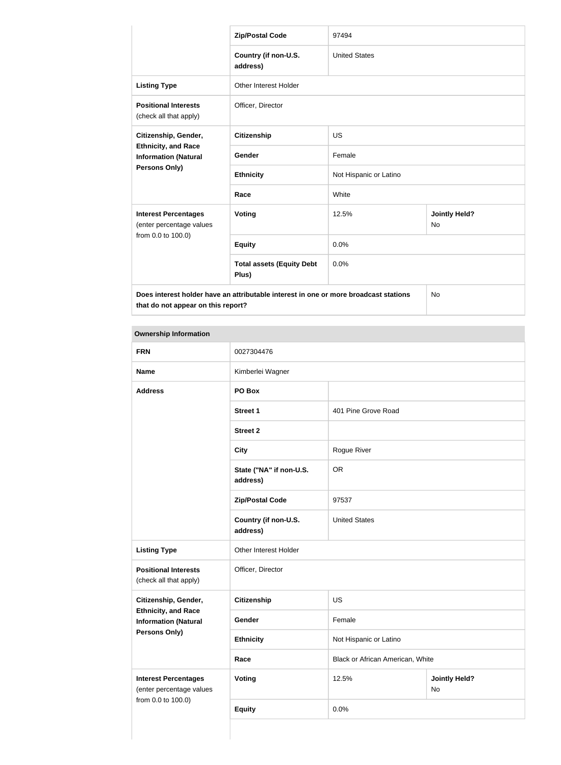| | | | |
|---|---|---|---|
| | **Zip/Postal Code** | 97494 | |
| | **Country (if non-U.S. address)** | United States | |
| **Listing Type** | Other Interest Holder | | |
| **Positional Interests** (check all that apply) | Officer, Director | | |
| **Citizenship, Gender, Ethnicity, and Race Information (Natural Persons Only)** | **Citizenship** | US | |
| | **Gender** | Female | |
| | **Ethnicity** | Not Hispanic or Latino | |
| | **Race** | White | |
| **Interest Percentages** (enter percentage values from 0.0 to 100.0) | **Voting** | 12.5% | **Jointly Held?** No |
| | **Equity** | 0.0% | |
| | **Total assets (Equity Debt Plus)** | 0.0% | |
| **Does interest holder have an attributable interest in one or more broadcast stations that do not appear on this report?** | | | No |

| **Ownership Information** | | | |
|---|---|---|---|
| **FRN** | 0027304476 | | |
| **Name** | Kimberlei Wagner | | |
| **Address** | **PO Box** | | |
| | **Street 1** | 401 Pine Grove Road | |
| | **Street 2** | | |
| | **City** | Rogue River | |
| | **State ("NA" if non-U.S. address)** | OR | |
| | **Zip/Postal Code** | 97537 | |
| | **Country (if non-U.S. address)** | United States | |
| **Listing Type** | Other Interest Holder | | |
| **Positional Interests** (check all that apply) | Officer, Director | | |
| **Citizenship, Gender, Ethnicity, and Race Information (Natural Persons Only)** | **Citizenship** | US | |
| | **Gender** | Female | |
| | **Ethnicity** | Not Hispanic or Latino | |
| | **Race** | Black or African American, White | |
| **Interest Percentages** (enter percentage values from 0.0 to 100.0) | **Voting** | 12.5% | **Jointly Held?** No |
| | **Equity** | 0.0% | |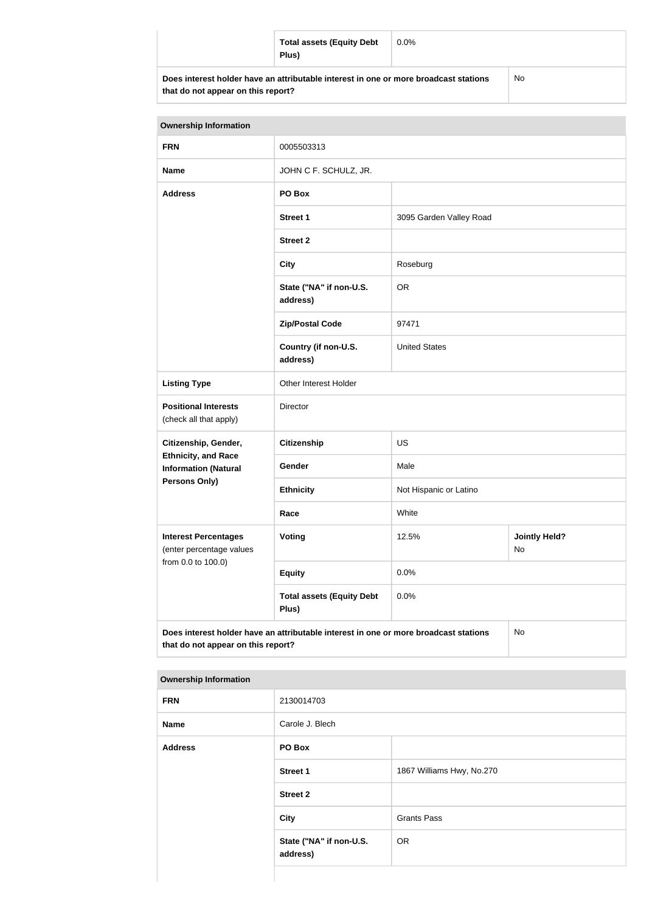| | Total assets (Equity Debt Plus) | 0.0% |
|---|---|---|
| Does interest holder have an attributable interest in one or more broadcast stations that do not appear on this report? | | No |

| Ownership Information | | | |
|---|---|---|---|
| FRN | 0005503313 | | |
| Name | JOHN C F. SCHULZ, JR. | | |
| Address | PO Box | | |
| | Street 1 | 3095 Garden Valley Road | |
| | Street 2 | | |
| | City | Roseburg | |
| | State ("NA" if non-U.S. address) | OR | |
| | Zip/Postal Code | 97471 | |
| | Country (if non-U.S. address) | United States | |
| Listing Type | Other Interest Holder | | |
| Positional Interests (check all that apply) | Director | | |
| Citizenship, Gender, Ethnicity, and Race Information (Natural Persons Only) | Citizenship | US | |
| | Gender | Male | |
| | Ethnicity | Not Hispanic or Latino | |
| | Race | White | |
| Interest Percentages (enter percentage values from 0.0 to 100.0) | Voting | 12.5% | Jointly Held? No |
| | Equity | 0.0% | |
| | Total assets (Equity Debt Plus) | 0.0% | |
| Does interest holder have an attributable interest in one or more broadcast stations that do not appear on this report? | | | No |

| Ownership Information | | |
|---|---|---|
| FRN | 2130014703 | |
| Name | Carole J. Blech | |
| Address | PO Box | |
| | Street 1 | 1867 Williams Hwy, No.270 |
| | Street 2 | |
| | City | Grants Pass |
| | State ("NA" if non-U.S. address) | OR |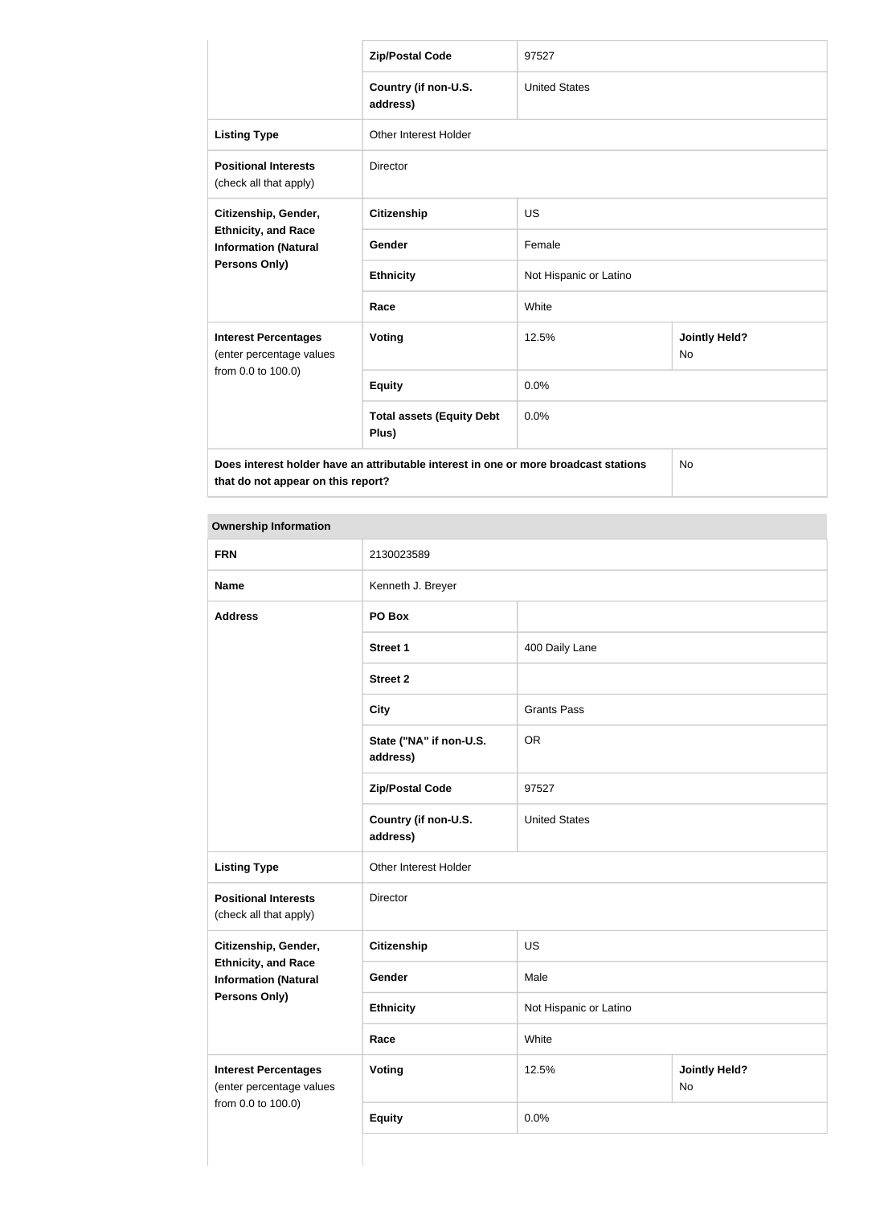| | | | |
|---|---|---|---|
| | **Zip/Postal Code** | 97527 | |
| | **Country (if non-U.S. address)** | United States | |
| **Listing Type** | Other Interest Holder | | |
| **Positional Interests** (check all that apply) | Director | | |
| **Citizenship, Gender, Ethnicity, and Race Information (Natural Persons Only)** | **Citizenship** | US | |
| | **Gender** | Female | |
| | **Ethnicity** | Not Hispanic or Latino | |
| | **Race** | White | |
| **Interest Percentages** (enter percentage values from 0.0 to 100.0) | **Voting** | 12.5% | **Jointly Held?** No |
| | **Equity** | 0.0% | |
| | **Total assets (Equity Debt Plus)** | 0.0% | |
| **Does interest holder have an attributable interest in one or more broadcast stations that do not appear on this report?** | | | No |

| **Ownership Information** | | | |
|---|---|---|---|
| **FRN** | 2130023589 | | |
| **Name** | Kenneth J. Breyer | | |
| **Address** | **PO Box** | | |
| | **Street 1** | 400 Daily Lane | |
| | **Street 2** | | |
| | **City** | Grants Pass | |
| | **State ("NA" if non-U.S. address)** | OR | |
| | **Zip/Postal Code** | 97527 | |
| | **Country (if non-U.S. address)** | United States | |
| **Listing Type** | Other Interest Holder | | |
| **Positional Interests** (check all that apply) | Director | | |
| **Citizenship, Gender, Ethnicity, and Race Information (Natural Persons Only)** | **Citizenship** | US | |
| | **Gender** | Male | |
| | **Ethnicity** | Not Hispanic or Latino | |
| | **Race** | White | |
| **Interest Percentages** (enter percentage values from 0.0 to 100.0) | **Voting** | 12.5% | **Jointly Held?** No |
| | **Equity** | 0.0% | |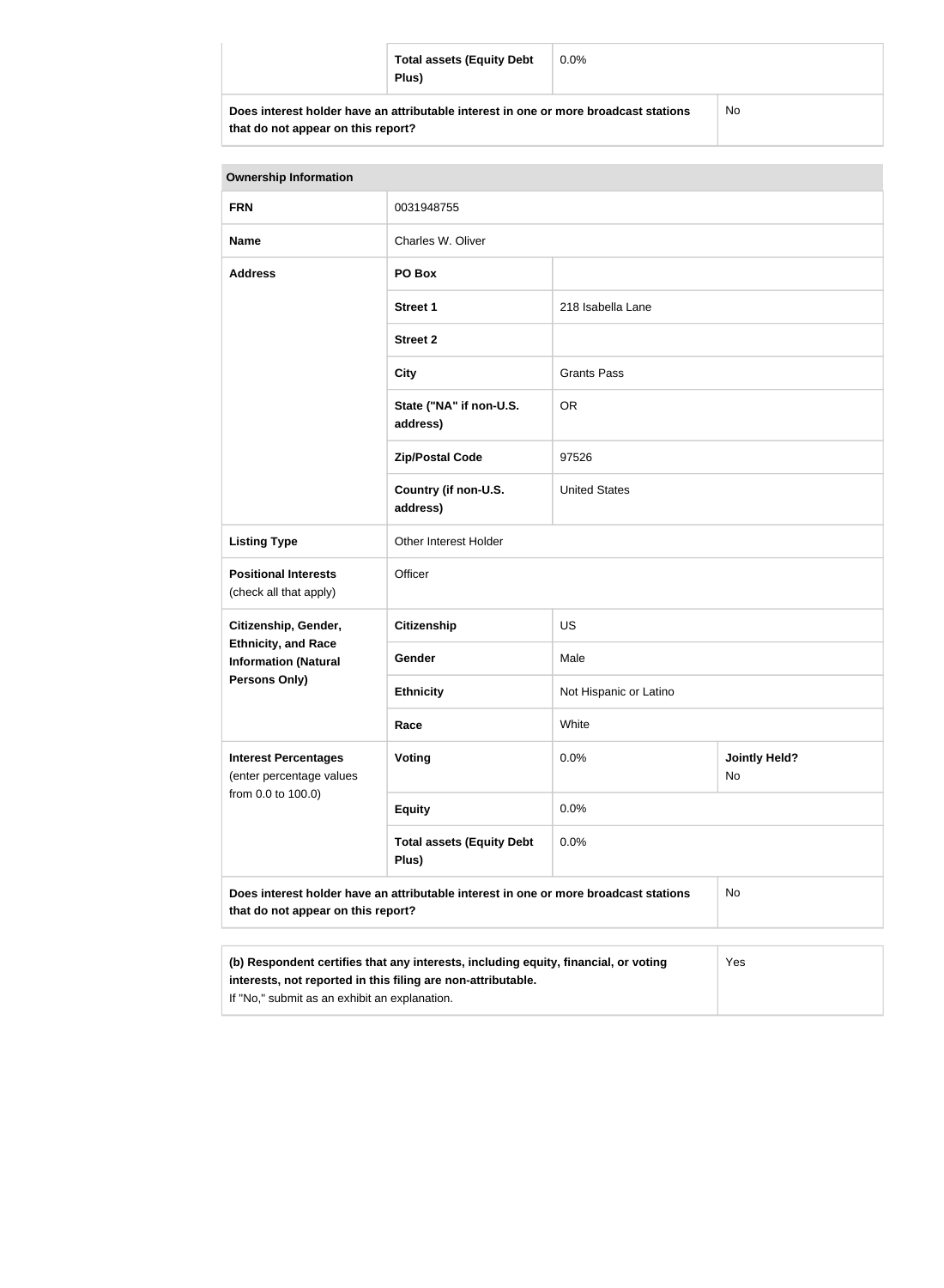| | | |
|---|---|---|
| | **Total assets (Equity Debt Plus)** | 0.0% |
| **Does interest holder have an attributable interest in one or more broadcast stations that do not appear on this report?** | | No |

| **Ownership Information** | | | |
|---|---|---|---|
| **FRN** | 0031948755 | | |
| **Name** | Charles W. Oliver | | |
| **Address** | **PO Box** | | |
| | **Street 1** | 218 Isabella Lane | |
| | **Street 2** | | |
| | **City** | Grants Pass | |
| | **State ("NA" if non-U.S. address)** | OR | |
| | **Zip/Postal Code** | 97526 | |
| | **Country (if non-U.S. address)** | United States | |
| **Listing Type** | Other Interest Holder | | |
| **Positional Interests** (check all that apply) | Officer | | |
| **Citizenship, Gender, Ethnicity, and Race Information (Natural Persons Only)** | **Citizenship** | US | |
| | **Gender** | Male | |
| | **Ethnicity** | Not Hispanic or Latino | |
| | **Race** | White | |
| **Interest Percentages** (enter percentage values from 0.0 to 100.0) | **Voting** | 0.0% | **Jointly Held?** No |
| | **Equity** | 0.0% | |
| | **Total assets (Equity Debt Plus)** | 0.0% | |
| **Does interest holder have an attributable interest in one or more broadcast stations that do not appear on this report?** | | | No |

| | |
|---|---|
| **(b) Respondent certifies that any interests, including equity, financial, or voting interests, not reported in this filing are non-attributable.** If "No," submit as an exhibit an explanation. | Yes |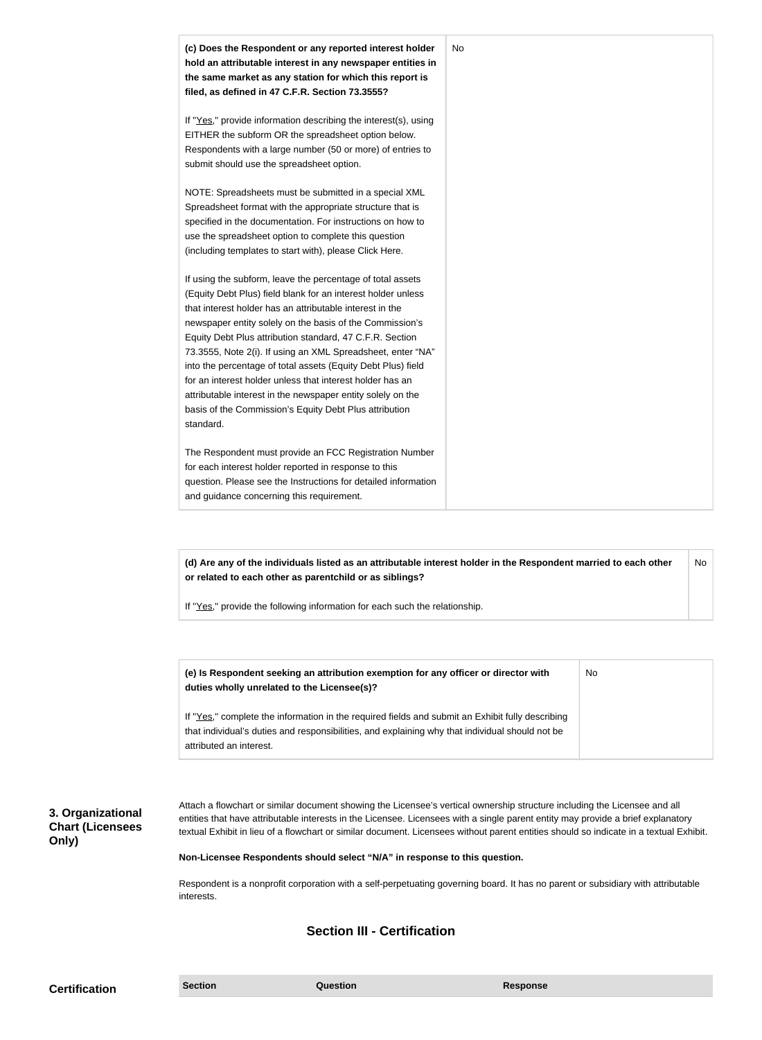| (c) Does the Respondent or any reported interest holder hold an attributable interest in any newspaper entities in the same market as any station for which this report is filed, as defined in 47 C.F.R. Section 73.3555? | No |
|---|---|
| If "Yes," provide information describing the interest(s), using EITHER the subform OR the spreadsheet option below. Respondents with a large number (50 or more) of entries to submit should use the spreadsheet option. | |
| NOTE: Spreadsheets must be submitted in a special XML Spreadsheet format with the appropriate structure that is specified in the documentation. For instructions on how to use the spreadsheet option to complete this question (including templates to start with), please Click Here. | |
| If using the subform, leave the percentage of total assets (Equity Debt Plus) field blank for an interest holder unless that interest holder has an attributable interest in the newspaper entity solely on the basis of the Commission's Equity Debt Plus attribution standard, 47 C.F.R. Section 73.3555, Note 2(i). If using an XML Spreadsheet, enter "NA" into the percentage of total assets (Equity Debt Plus) field for an interest holder unless that interest holder has an attributable interest in the newspaper entity solely on the basis of the Commission's Equity Debt Plus attribution standard. | |
| The Respondent must provide an FCC Registration Number for each interest holder reported in response to this question. Please see the Instructions for detailed information and guidance concerning this requirement. | |

| (d) Are any of the individuals listed as an attributable interest holder in the Respondent married to each other or related to each other as parentchild or as siblings? | No |
|---|---|
| If "Yes," provide the following information for each such the relationship. | |

| (e) Is Respondent seeking an attribution exemption for any officer or director with duties wholly unrelated to the Licensee(s)? | No |
|---|---|
| If "Yes," complete the information in the required fields and submit an Exhibit fully describing that individual's duties and responsibilities, and explaining why that individual should not be attributed an interest. | |

**3. Organizational Chart (Licensees Only)**

Attach a flowchart or similar document showing the Licensee's vertical ownership structure including the Licensee and all entities that have attributable interests in the Licensee. Licensees with a single parent entity may provide a brief explanatory textual Exhibit in lieu of a flowchart or similar document. Licensees without parent entities should so indicate in a textual Exhibit.

**Non-Licensee Respondents should select "N/A" in response to this question.**

Respondent is a nonprofit corporation with a self-perpetuating governing board. It has no parent or subsidiary with attributable interests.

## Section III - Certification

**Certification**

| Section | Question | Response |
|---|---|---|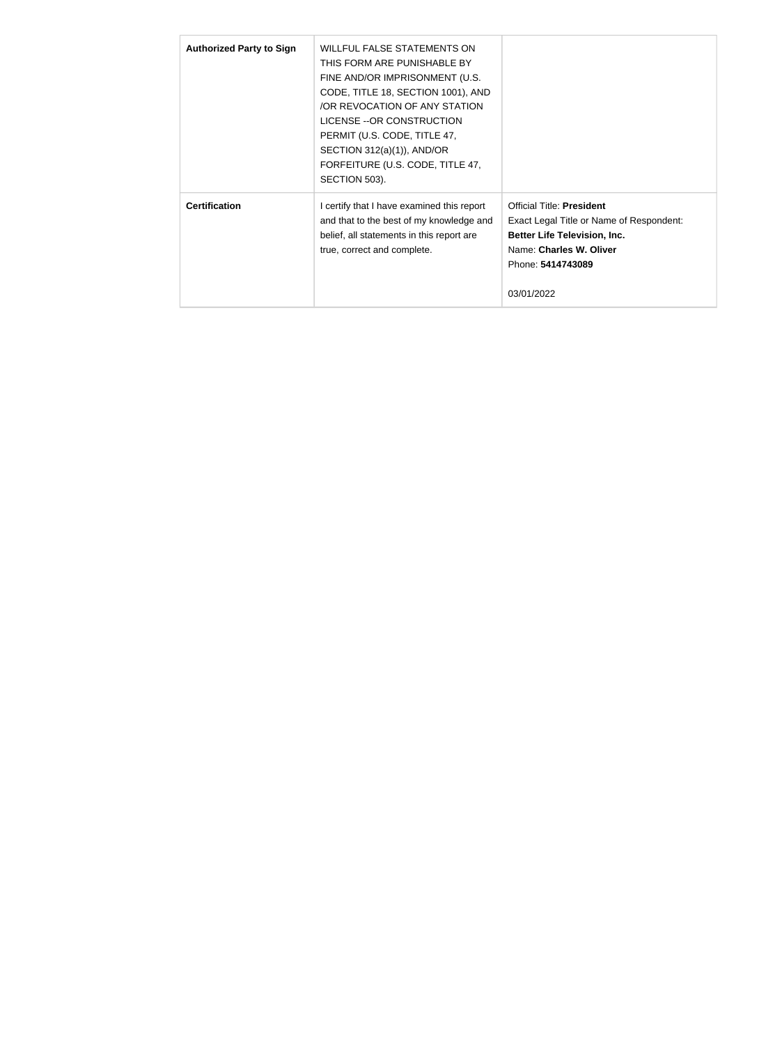| | | |
|---|---|---|
| **Authorized Party to Sign** | WILLFUL FALSE STATEMENTS ON THIS FORM ARE PUNISHABLE BY FINE AND/OR IMPRISONMENT (U.S. CODE, TITLE 18, SECTION 1001), AND /OR REVOCATION OF ANY STATION LICENSE --OR CONSTRUCTION PERMIT (U.S. CODE, TITLE 47, SECTION 312(a)(1)), AND/OR FORFEITURE (U.S. CODE, TITLE 47, SECTION 503). | |
| **Certification** | I certify that I have examined this report and that to the best of my knowledge and belief, all statements in this report are true, correct and complete. | Official Title: **President**<br>Exact Legal Title or Name of Respondent: **Better Life Television, Inc.**<br>Name: **Charles W. Oliver**<br>Phone: **5414743089**<br><br>03/01/2022 |